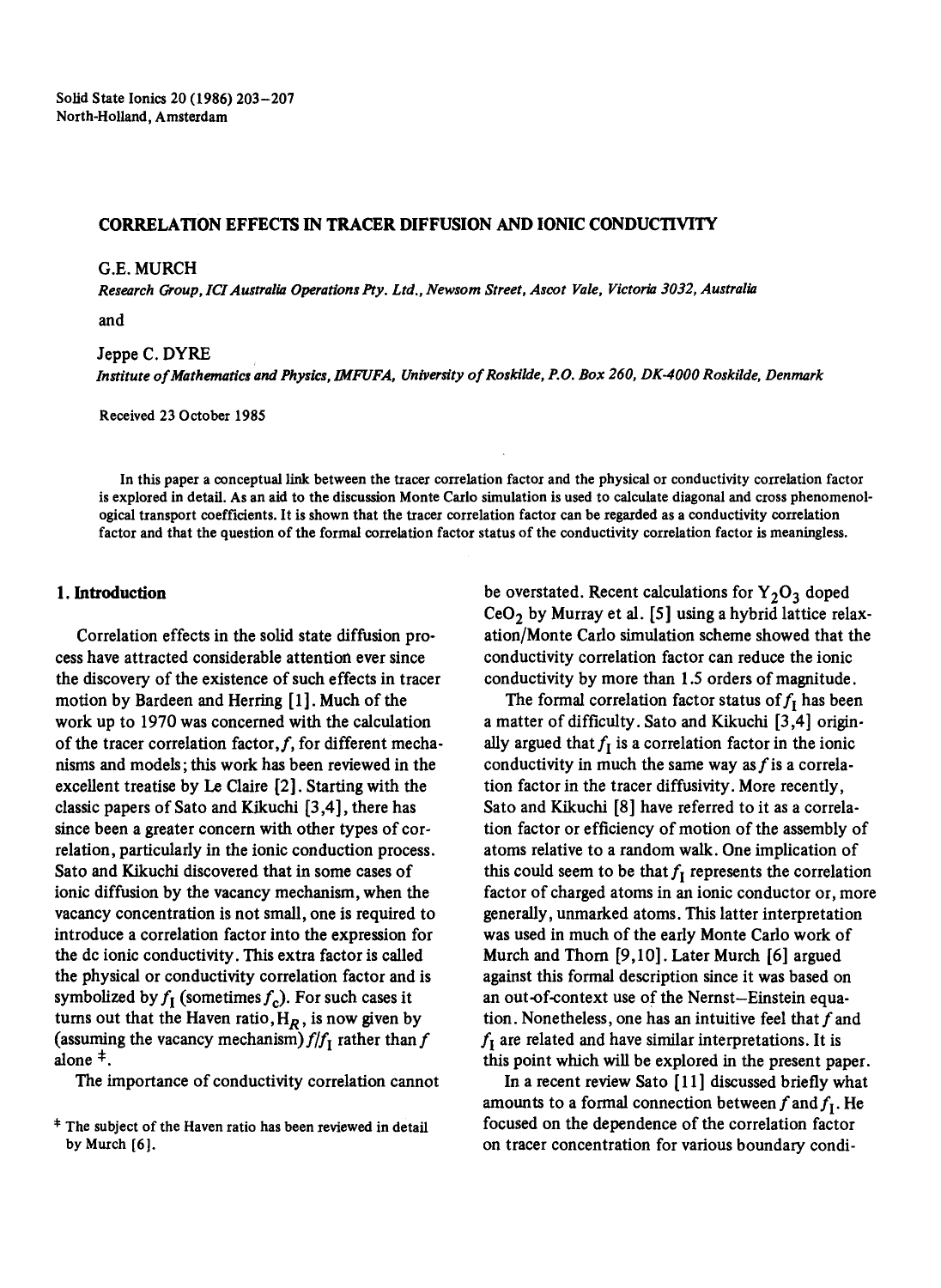# CORRELATION EFFECTS IN TRACER DIFFUSION AND IONIC CONDUCTIVITY

G.E. MURCH

*Research Group, ICI Australia Operations Pty. Ltd., Newsom Street, Ascot Vale, Victoria 3032, Australia*

and

Jeppe C. DYRE

*Institute of Mathematics and Physics, IMFUFA, University of Roskilde, P.O. Box 260, DK-4000 Roskilde, Denmark*

Received 23 October 1985

In this paper a conceptual link between the tracer correlation factor and the physical or conductivity correlation factor is explored in detail. As an aid to the discussion Monte Carlo simulation is used to calculate diagonal and cross phenomenological transport coefficients. It is shown that the tracer correlation factor can be regarded as a conductivity correlation factor and that the question of the formal correlation factor status of the conductivity correlation factor is meaningless.

## 1. Introduction

Correlation effects in the solid state diffusion process have attracted considerable attention ever since the discovery of the existence of such effects in tracer motion by Bardeen and Herring [1]. Much of the work up to 1970 was concerned with the calculation of the tracer correlation factor, $f$, for different mechanisms and models; this work has been reviewed in the excellent treatise by Le Claire [2]. Starting with the classic papers of Sato and Kikuchi [3,4], there has since been a greater concern with other types of correlation, particularly in the ionic conduction process. Sato and Kikuchi discovered that in some cases of ionic diffusion by the vacancy mechanism, when the vacancy concentration is not small, one is required to introduce a correlation factor into the expression for the dc ionic conductivity. This extra factor is called the physical or conductivity correlation factor and is symbolized by $f_I$ (sometimes $f_c$). For such cases it turns out that the Haven ratio, $H_R$, is now given by (assuming the vacancy mechanism) $f/f_I$ rather than $f$ alone [‡].

The importance of conductivity correlation cannot be overstated. Recent calculations for $Y_2O_3$ doped $CeO_2$ by Murray et al. [5] using a hybrid lattice relaxation/Monte Carlo simulation scheme showed that the conductivity correlation factor can reduce the ionic conductivity by more than 1.5 orders of magnitude.

The formal correlation factor status of $f_I$ has been a matter of difficulty. Sato and Kikuchi [3,4] originally argued that $f_I$ is a correlation factor in the ionic conductivity in much the same way as $f$ is a correlation factor in the tracer diffusivity. More recently, Sato and Kikuchi [8] have referred to it as a correlation factor or efficiency of motion of the assembly of atoms relative to a random walk. One implication of this could seem to be that $f_I$ represents the correlation factor of charged atoms in an ionic conductor or, more generally, unmarked atoms. This latter interpretation was used in much of the early Monte Carlo work of Murch and Thorn [9,10]. Later Murch [6] argued against this formal description since it was based on an out-of-context use of the Nernst–Einstein equation. Nonetheless, one has an intuitive feel that $f$ and $f_I$ are related and have similar interpretations. It is this point which will be explored in the present paper.

In a recent review Sato [11] discussed briefly what amounts to a formal connection between $f$ and $f_I$. He focused on the dependence of the correlation factor on tracer concentration for various boundary condi-

[‡] The subject of the Haven ratio has been reviewed in detail by Murch [6].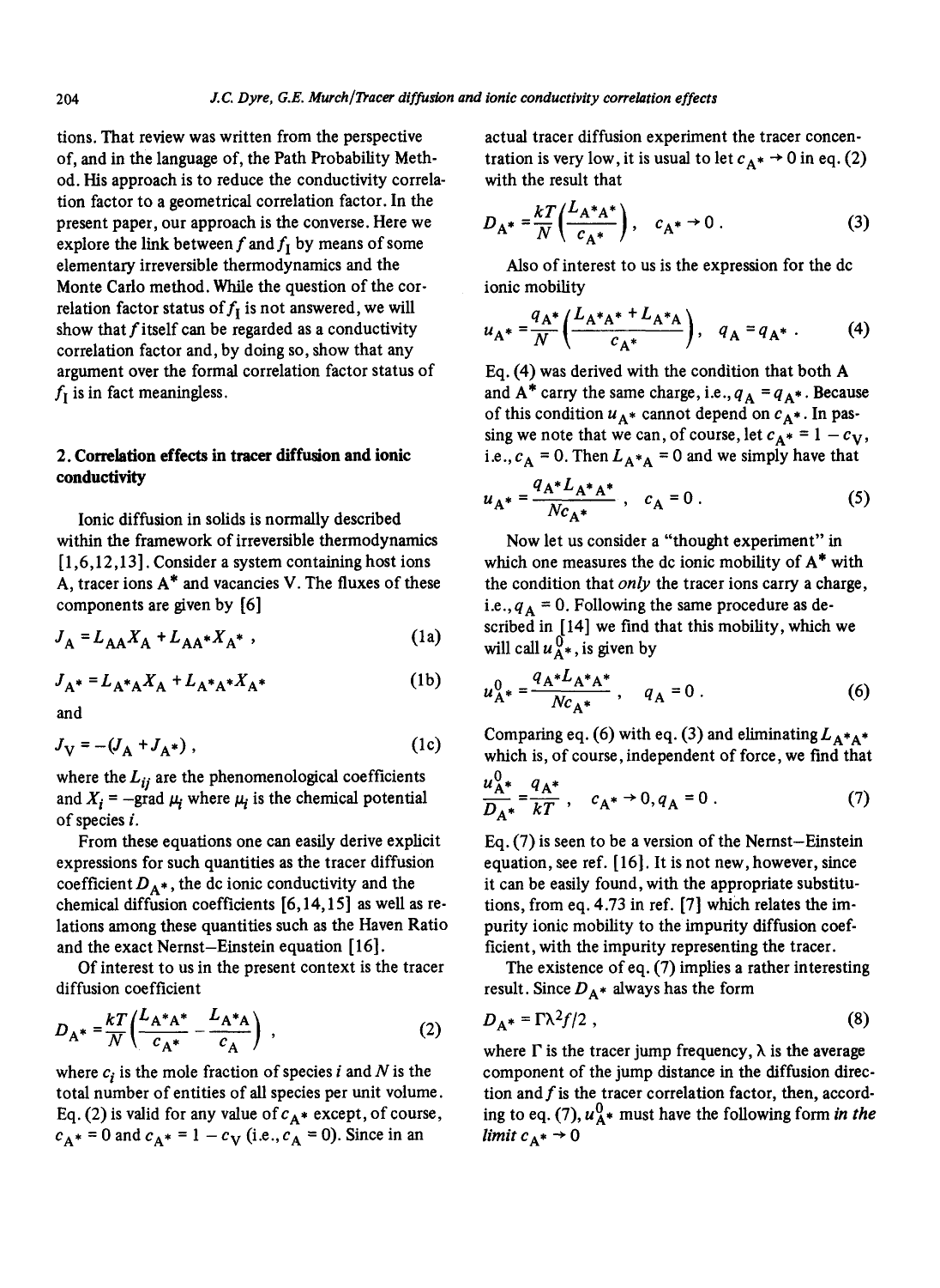tions. That review was written from the perspective of, and in the language of, the Path Probability Method. His approach is to reduce the conductivity correlation factor to a geometrical correlation factor. In the present paper, our approach is the converse. Here we explore the link between $f$ and $f_I$ by means of some elementary irreversible thermodynamics and the Monte Carlo method. While the question of the correlation factor status of $f_I$ is not answered, we will show that $f$ itself can be regarded as a conductivity correlation factor and, by doing so, show that any argument over the formal correlation factor status of $f_I$ is in fact meaningless.

## 2. Correlation effects in tracer diffusion and ionic conductivity

Ionic diffusion in solids is normally described within the framework of irreversible thermodynamics [1,6,12,13]. Consider a system containing host ions A, tracer ions A* and vacancies V. The fluxes of these components are given by [6]

$$J_A = L_{AA} X_A + L_{AA^*} X_{A^*} \,, \tag{1a}$$

$$J_{A^*} = L_{A^*A} X_A + L_{A^*A^*} X_{A^*} \tag{1b}$$

and

$$J_V = -(J_A + J_{A^*}) \,, \tag{1c}$$

where the $L_{ij}$ are the phenomenological coefficients and $X_i = -\mathrm{grad}\, \mu_i$ where $\mu_i$ is the chemical potential of species $i$.

From these equations one can easily derive explicit expressions for such quantities as the tracer diffusion coefficient $D_{A^*}$, the dc ionic conductivity and the chemical diffusion coefficients [6,14,15] as well as relations among these quantities such as the Haven Ratio and the exact Nernst–Einstein equation [16].

Of interest to us in the present context is the tracer diffusion coefficient

$$D_{A^*} = \frac{kT}{N}\left(\frac{L_{A^*A^*}}{c_{A^*}} - \frac{L_{A^*A}}{c_A}\right) , \tag{2}$$

where $c_i$ is the mole fraction of species $i$ and $N$ is the total number of entities of all species per unit volume. Eq. (2) is valid for any value of $c_{A^*}$ except, of course, $c_{A^*} = 0$ and $c_{A^*} = 1 - c_V$ (i.e., $c_A = 0$). Since in an actual tracer diffusion experiment the tracer concentration is very low, it is usual to let $c_{A^*} \to 0$ in eq. (2) with the result that

$$D_{A^*} = \frac{kT}{N}\left(\frac{L_{A^*A^*}}{c_{A^*}}\right) , \quad c_{A^*} \to 0 \,. \tag{3}$$

Also of interest to us is the expression for the dc ionic mobility

$$u_{A^*} = \frac{q_{A^*}}{N}\left(\frac{L_{A^*A^*} + L_{A^*A}}{c_{A^*}}\right) , \quad q_A = q_{A^*} \,. \tag{4}$$

Eq. (4) was derived with the condition that both A and A* carry the same charge, i.e., $q_A = q_{A^*}$. Because of this condition $u_{A^*}$ cannot depend on $c_{A^*}$. In passing we note that we can, of course, let $c_{A^*} = 1 - c_V$, i.e., $c_A = 0$. Then $L_{A^*A} = 0$ and we simply have that

$$u_{A^*} = \frac{q_{A^*} L_{A^*A^*}}{N c_{A^*}} \,, \quad c_A = 0 \,. \tag{5}$$

Now let us consider a "thought experiment" in which one measures the dc ionic mobility of A* with the condition that *only* the tracer ions carry a charge, i.e., $q_A = 0$. Following the same procedure as described in [14] we find that this mobility, which we will call $u^0_{A^*}$, is given by

$$u^0_{A^*} = \frac{q_{A^*} L_{A^*A^*}}{N c_{A^*}} \,, \quad q_A = 0 \,. \tag{6}$$

Comparing eq. (6) with eq. (3) and eliminating $L_{A^*A^*}$ which is, of course, independent of force, we find that

$$\frac{u^0_{A^*}}{D_{A^*}} = \frac{q_{A^*}}{kT} \,, \quad c_{A^*} \to 0, q_A = 0 \,. \tag{7}$$

Eq. (7) is seen to be a version of the Nernst–Einstein equation, see ref. [16]. It is not new, however, since it can be easily found, with the appropriate substitutions, from eq. 4.73 in ref. [7] which relates the impurity ionic mobility to the impurity diffusion coefficient, with the impurity representing the tracer.

The existence of eq. (7) implies a rather interesting result. Since $D_{A^*}$ always has the form

$$D_{A^*} = \Gamma \lambda^2 f / 2 \,, \tag{8}$$

where $\Gamma$ is the tracer jump frequency, $\lambda$ is the average component of the jump distance in the diffusion direction and $f$ is the tracer correlation factor, then, according to eq. (7), $u^0_{A^*}$ must have the following form *in the limit* $c_{A^*} \to 0$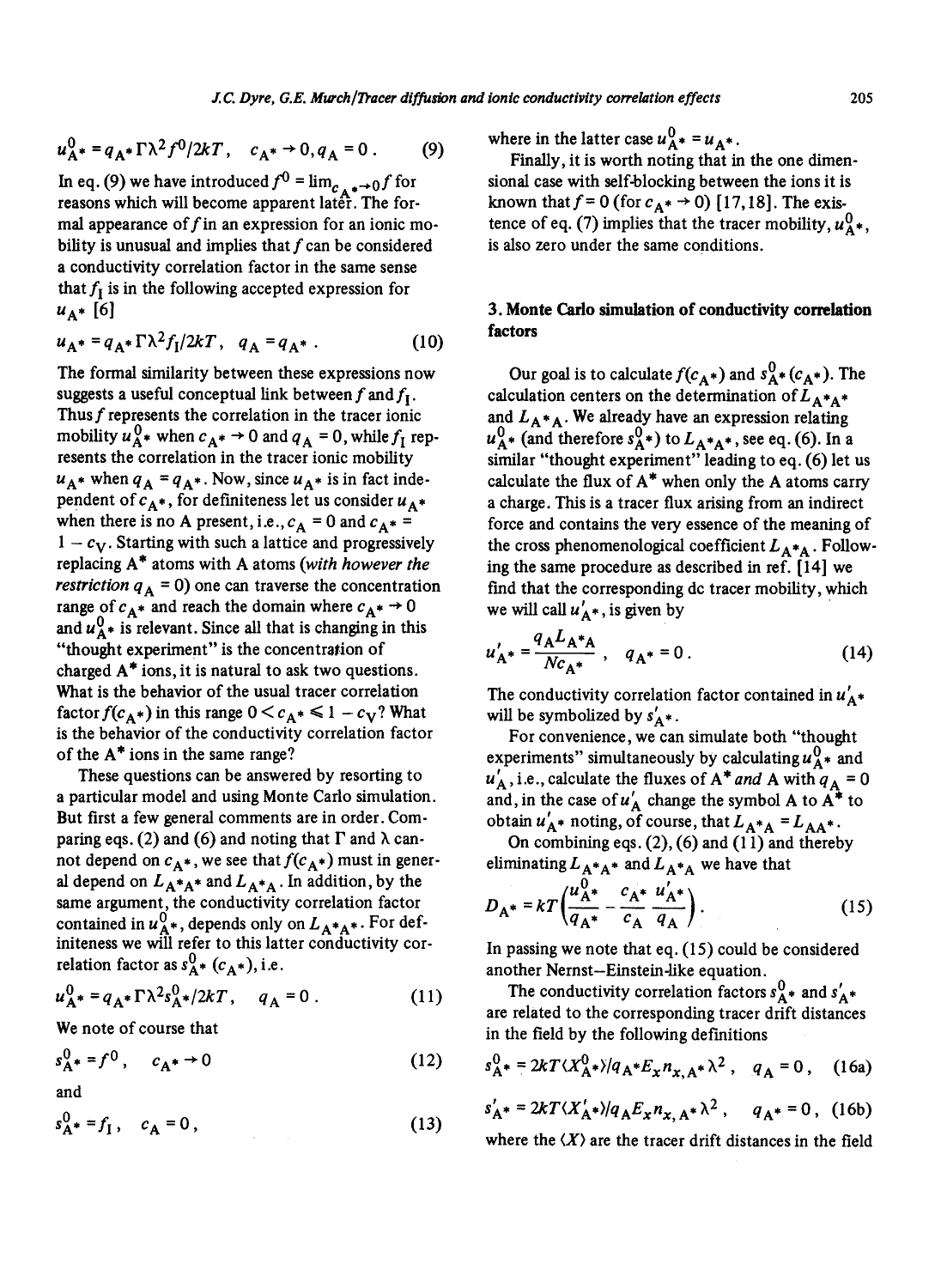$$u^0_{A^*} = q_{A^*}\Gamma\lambda^2 f^0/2kT\,, \quad c_{A^*} \to 0, q_A = 0\,. \tag{9}$$

In eq. (9) we have introduced $f^0 = \lim_{c_{A^*}\to 0} f$ for reasons which will become apparent later. The formal appearance of $f$ in an expression for an ionic mobility is unusual and implies that $f$ can be considered a conductivity correlation factor in the same sense that $f_I$ is in the following accepted expression for $u_{A^*}$ [6]

$$u_{A^*} = q_{A^*}\Gamma\lambda^2 f_I/2kT\,, \quad q_A = q_{A^*}\,. \tag{10}$$

The formal similarity between these expressions now suggests a useful conceptual link between $f$ and $f_I$. Thus $f$ represents the correlation in the tracer ionic mobility $u^0_{A^*}$ when $c_{A^*} \to 0$ and $q_A = 0$, while $f_I$ represents the correlation in the tracer ionic mobility $u_{A^*}$ when $q_A = q_{A^*}$. Now, since $u_{A^*}$ is in fact independent of $c_{A^*}$, for definiteness let us consider $u_{A^*}$ when there is no A present, i.e., $c_A = 0$ and $c_{A^*} = 1 - c_V$. Starting with such a lattice and progressively replacing A* atoms with A atoms (*with however the restriction* $q_A = 0$) one can traverse the concentration range of $c_{A^*}$ and reach the domain where $c_{A^*} \to 0$ and $u^0_{A^*}$ is relevant. Since all that is changing in this "thought experiment" is the concentration of charged A* ions, it is natural to ask two questions. What is the behavior of the usual tracer correlation factor $f(c_{A^*})$ in this range $0 < c_{A^*} \leqslant 1 - c_V$? What is the behavior of the conductivity correlation factor of the A* ions in the same range?

These questions can be answered by resorting to a particular model and using Monte Carlo simulation. But first a few general comments are in order. Comparing eqs. (2) and (6) and noting that $\Gamma$ and $\lambda$ cannot depend on $c_{A^*}$, we see that $f(c_{A^*})$ must in general depend on $L_{A^*A^*}$ and $L_{A^*A}$. In addition, by the same argument, the conductivity correlation factor contained in $u^0_{A^*}$, depends only on $L_{A^*A^*}$. For definiteness we will refer to this latter conductivity correlation factor as $s^0_{A^*}(c_{A^*})$, i.e.

$$u^0_{A^*} = q_{A^*}\Gamma\lambda^2 s^0_{A^*}/2kT\,, \quad q_A = 0\,. \tag{11}$$

We note of course that

$$s^0_{A^*} = f^0\,, \quad c_{A^*} \to 0 \tag{12}$$

and

$$s^0_{A^*} = f_I\,, \quad c_A = 0\,, \tag{13}$$

where in the latter case $u^0_{A^*} = u_{A^*}$.

Finally, it is worth noting that in the one dimensional case with self-blocking between the ions it is known that $f = 0$ (for $c_{A^*} \to 0$) [17,18]. The existence of eq. (7) implies that the tracer mobility, $u^0_{A^*}$, is also zero under the same conditions.

## 3. Monte Carlo simulation of conductivity correlation factors

Our goal is to calculate $f(c_{A^*})$ and $s^0_{A^*}(c_{A^*})$. The calculation centers on the determination of $L_{A^*A^*}$ and $L_{A^*A}$. We already have an expression relating $u^0_{A^*}$ (and therefore $s^0_{A^*}$) to $L_{A^*A^*}$, see eq. (6). In a similar "thought experiment" leading to eq. (6) let us calculate the flux of A* when only the A atoms carry a charge. This is a tracer flux arising from an indirect force and contains the very essence of the meaning of the cross phenomenological coefficient $L_{A^*A}$. Following the same procedure as described in ref. [14] we find that the corresponding dc tracer mobility, which we will call $u'_{A^*}$, is given by

$$u'_{A^*} = \frac{q_A L_{A^*A}}{N c_{A^*}}\,, \quad q_{A^*} = 0\,. \tag{14}$$

The conductivity correlation factor contained in $u'_{A^*}$ will be symbolized by $s'_{A^*}$.

For convenience, we can simulate both "thought experiments" simultaneously by calculating $u^0_{A^*}$ and $u'_A$, i.e., calculate the fluxes of A* *and* A with $q_A = 0$ and, in the case of $u'_A$ change the symbol A to A* to obtain $u'_{A^*}$ noting, of course, that $L_{A^*A} = L_{AA^*}$.

On combining eqs. (2), (6) and (11) and thereby eliminating $L_{A^*A^*}$ and $L_{A^*A}$ we have that

$$D_{A^*} = kT\left(\frac{u^0_{A^*}}{q_{A^*}} - \frac{c_{A^*}}{c_A}\frac{u'_{A^*}}{q_A}\right). \tag{15}$$

In passing we note that eq. (15) could be considered another Nernst–Einstein-like equation.

The conductivity correlation factors $s^0_{A^*}$ and $s'_{A^*}$ are related to the corresponding tracer drift distances in the field by the following definitions

$$s^0_{A^*} = 2kT\langle X^0_{A^*}\rangle/q_{A^*}E_x n_{x,A^*}\lambda^2\,, \quad q_A = 0\,, \tag{16a}$$

$$s'_{A^*} = 2kT\langle X'_{A^*}\rangle/q_A E_x n_{x,A^*}\lambda^2\,, \quad q_{A^*} = 0\,, \tag{16b}$$

where the $\langle X\rangle$ are the tracer drift distances in the field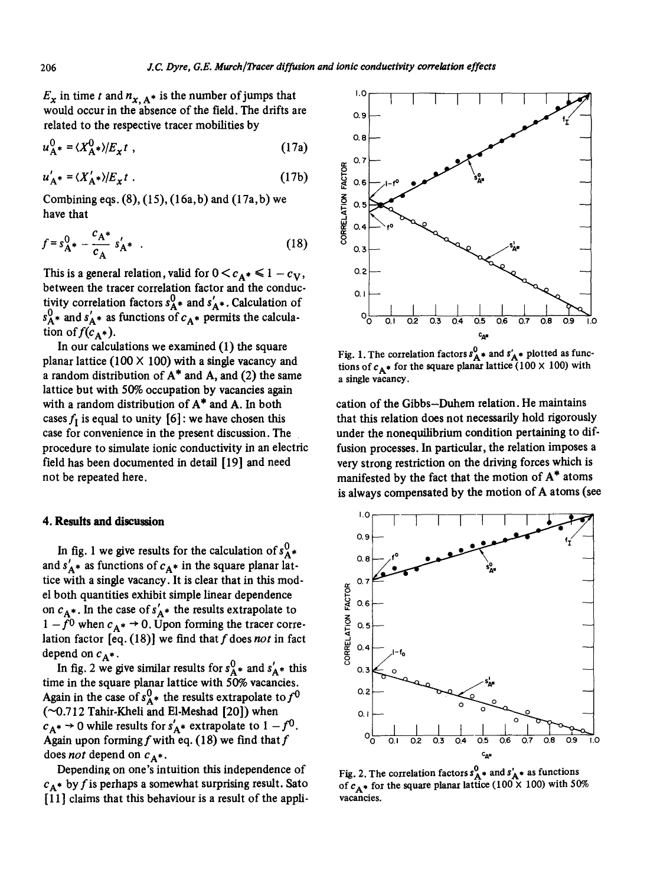$E_x$ in time $t$ and $n_{x,\mathrm{A}^*}$ is the number of jumps that would occur in the absence of the field. The drifts are related to the respective tracer mobilities by

$$u^0_{\mathrm{A}^*} = \langle X^0_{\mathrm{A}^*}\rangle / E_x t \,, \tag{17a}$$

$$u'_{\mathrm{A}^*} = \langle X'_{\mathrm{A}^*}\rangle / E_x t \,. \tag{17b}$$

Combining eqs. (8), (15), (16a,b) and (17a,b) we have that

$$f = s^0_{\mathrm{A}^*} - \frac{c_{\mathrm{A}^*}}{c_\mathrm{A}} s'_{\mathrm{A}^*} \,. \tag{18}$$

This is a general relation, valid for $0 < c_{\mathrm{A}^*} \leqslant 1 - c_\mathrm{V}$, between the tracer correlation factor and the conductivity correlation factors $s^0_{\mathrm{A}^*}$ and $s'_{\mathrm{A}^*}$. Calculation of $s^0_{\mathrm{A}^*}$ and $s'_{\mathrm{A}^*}$ as functions of $c_{\mathrm{A}^*}$ permits the calculation of $f(c_{\mathrm{A}^*})$.

In our calculations we examined (1) the square planar lattice (100 × 100) with a single vacancy and a random distribution of A* and A, and (2) the same lattice but with 50% occupation by vacancies again with a random distribution of A* and A. In both cases $f_\mathrm{I}$ is equal to unity [6]: we have chosen this case for convenience in the present discussion. The procedure to simulate ionic conductivity in an electric field has been documented in detail [19] and need not be repeated here.

## 4. Results and discussion

In fig. 1 we give results for the calculation of $s^0_{\mathrm{A}^*}$ and $s'_{\mathrm{A}^*}$ as functions of $c_{\mathrm{A}^*}$ in the square planar lattice with a single vacancy. It is clear that in this model both quantities exhibit simple linear dependence on $c_{\mathrm{A}^*}$. In the case of $s'_{\mathrm{A}^*}$ the results extrapolate to $1 - f^0$ when $c_{\mathrm{A}^*} \to 0$. Upon forming the tracer correlation factor [eq. (18)] we find that $f$ does *not* in fact depend on $c_{\mathrm{A}^*}$.

In fig. 2 we give similar results for $s^0_{\mathrm{A}^*}$ and $s'_{\mathrm{A}^*}$ this time in the square planar lattice with 50% vacancies. Again in the case of $s^0_{\mathrm{A}^*}$ the results extrapolate to $f^0$ (~0.712 Tahir-Kheli and El-Meshad [20]) when $c_{\mathrm{A}^*} \to 0$ while results for $s'_{\mathrm{A}^*}$ extrapolate to $1 - f^0$. Again upon forming $f$ with eq. (18) we find that $f$ does *not* depend on $c_{\mathrm{A}^*}$.

Depending on one's intuition this independence of $c_{\mathrm{A}^*}$ by $f$ is perhaps a somewhat surprising result. Sato [11] claims that this behaviour is a result of the application of the Gibbs–Duhem relation. He maintains that this relation does not necessarily hold rigorously under the nonequilibrium condition pertaining to diffusion processes. In particular, the relation imposes a very strong restriction on the driving forces which is manifested by the fact that the motion of A* atoms is always compensated by the motion of A atoms (see

Fig. 1. The correlation factors $s^0_{\mathrm{A}^*}$ and $s'_{\mathrm{A}^*}$ plotted as functions of $c_{\mathrm{A}^*}$ for the square planar lattice (100 × 100) with a single vacancy.

Fig. 2. The correlation factors $s^0_{\mathrm{A}^*}$ and $s'_{\mathrm{A}^*}$ as functions of $c_{\mathrm{A}^*}$ for the square planar lattice (100 × 100) with 50% vacancies.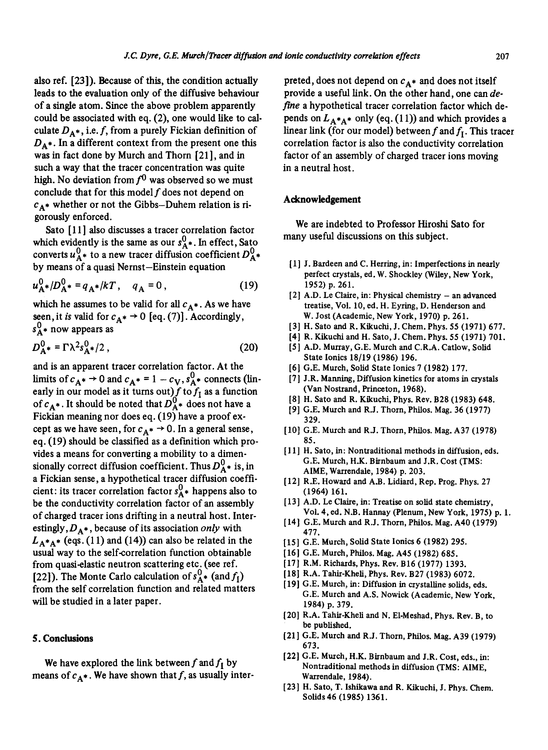also ref. [23]). Because of this, the condition actually leads to the evaluation only of the diffusive behaviour of a single atom. Since the above problem apparently could be associated with eq. (2), one would like to calculate $D_{A^*}$, i.e. $f$, from a purely Fickian definition of $D_{A^*}$. In a different context from the present one this was in fact done by Murch and Thorn [21], and in such a way that the tracer concentration was quite high. No deviation from $f^0$ was observed so we must conclude that for this model $f$ does not depend on $c_{A^*}$ whether or not the Gibbs–Duhem relation is rigorously enforced.

Sato [11] also discusses a tracer correlation factor which evidently is the same as our $s^0_{A^*}$. In effect, Sato converts $u^0_{A^*}$ to a new tracer diffusion coefficient $D^0_{A^*}$ by means of a quasi Nernst–Einstein equation

$$u^0_{A^*}/D^0_{A^*} = q_{A^*}/kT\,, \quad q_A = 0\,, \tag{19}$$

which he assumes to be valid for all $c_{A^*}$. As we have seen, it *is* valid for $c_{A^*} \to 0$ [eq. (7)]. Accordingly, $s^0_{A^*}$ now appears as

$$D^0_{A^*} = \Gamma\lambda^2 s^0_{A^*}/2\,, \tag{20}$$

and is an apparent tracer correlation factor. At the limits of $c_{A^*} \to 0$ and $c_{A^*} = 1 - c_V$, $s^0_{A^*}$ connects (linearly in our model as it turns out) $f$ to $f_I$ as a function of $c_{A^*}$. It should be noted that $D^0_{A^*}$ does not have a Fickian meaning nor does eq. (19) have a proof except as we have seen, for $c_{A^*} \to 0$. In a general sense, eq. (19) should be classified as a definition which provides a means for converting a mobility to a dimensionally correct diffusion coefficient. Thus $D^0_{A^*}$ is, in a Fickian sense, a hypothetical tracer diffusion coefficient: its tracer correlation factor $s^0_{A^*}$ happens also to be the conductivity correlation factor of an assembly of charged tracer ions drifting in a neutral host. Interestingly, $D_{A^*}$, because of its association *only* with $L_{A^*A^*}$ (eqs. (11) and (14)) can also be related in the usual way to the self-correlation function obtainable from quasi-elastic neutron scattering etc. (see ref. [22]). The Monte Carlo calculation of $s^0_{A^*}$ (and $f_I$) from the self correlation function and related matters will be studied in a later paper.

## 5. Conclusions

We have explored the link between $f$ and $f_I$ by means of $c_{A^*}$. We have shown that $f$, as usually interpreted, does not depend on $c_{A^*}$ and does not itself provide a useful link. On the other hand, one can *define* a hypothetical tracer correlation factor which depends on $L_{A^*A^*}$ only (eq. (11)) and which provides a linear link (for our model) between $f$ and $f_I$. This tracer correlation factor is also the conductivity correlation factor of an assembly of charged tracer ions moving in a neutral host.

## Acknowledgement

We are indebted to Professor Hiroshi Sato for many useful discussions on this subject.

[1] J. Bardeen and C. Herring, in: Imperfections in nearly perfect crystals, ed. W. Shockley (Wiley, New York, 1952) p. 261.

[2] A.D. Le Claire, in: Physical chemistry – an advanced treatise, Vol. 10, ed. H. Eyring, D. Henderson and W. Jost (Academic, New York, 1970) p. 261.

[3] H. Sato and R. Kikuchi, J. Chem. Phys. 55 (1971) 677.

[4] R. Kikuchi and H. Sato, J. Chem. Phys. 55 (1971) 701.

[5] A.D. Murray, G.E. Murch and C.R.A. Catlow, Solid State Ionics 18/19 (1986) 196.

[6] G.E. Murch, Solid State Ionics 7 (1982) 177.

[7] J.R. Manning, Diffusion kinetics for atoms in crystals (Van Nostrand, Princeton, 1968).

[8] H. Sato and R. Kikuchi, Phys. Rev. B28 (1983) 648.

[9] G.E. Murch and R.J. Thorn, Philos. Mag. 36 (1977) 329.

[10] G.E. Murch and R.J. Thorn, Philos. Mag. A37 (1978) 85.

[11] H. Sato, in: Nontraditional methods in diffusion, eds. G.E. Murch, H.K. Birnbaum and J.R. Cost (TMS: AIME, Warrendale, 1984) p. 203.

[12] R.E. Howard and A.B. Lidiard, Rep. Prog. Phys. 27 (1964) 161.

[13] A.D. Le Claire, in: Treatise on solid state chemistry, Vol. 4, ed. N.B. Hannay (Plenum, New York, 1975) p. 1.

[14] G.E. Murch and R.J. Thorn, Philos. Mag. A40 (1979) 477.

[15] G.E. Murch, Solid State Ionics 6 (1982) 295.

[16] G.E. Murch, Philos. Mag. A45 (1982) 685.

[17] R.M. Richards, Phys. Rev. B16 (1977) 1393.

[18] R.A. Tahir-Kheli, Phys. Rev. B27 (1983) 6072.

[19] G.E. Murch, in: Diffusion in crystalline solids, eds. G.E. Murch and A.S. Nowick (Academic, New York, 1984) p. 379.

[20] R.A. Tahir-Kheli and N. El-Meshad, Phys. Rev. B, to be published.

[21] G.E. Murch and R.J. Thorn, Philos. Mag. A39 (1979) 673.

[22] G.E. Murch, H.K. Birnbaum and J.R. Cost, eds., in: Nontraditional methods in diffusion (TMS: AIME, Warrendale, 1984).

[23] H. Sato, T. Ishikawa and R. Kikuchi, J. Phys. Chem. Solids 46 (1985) 1361.